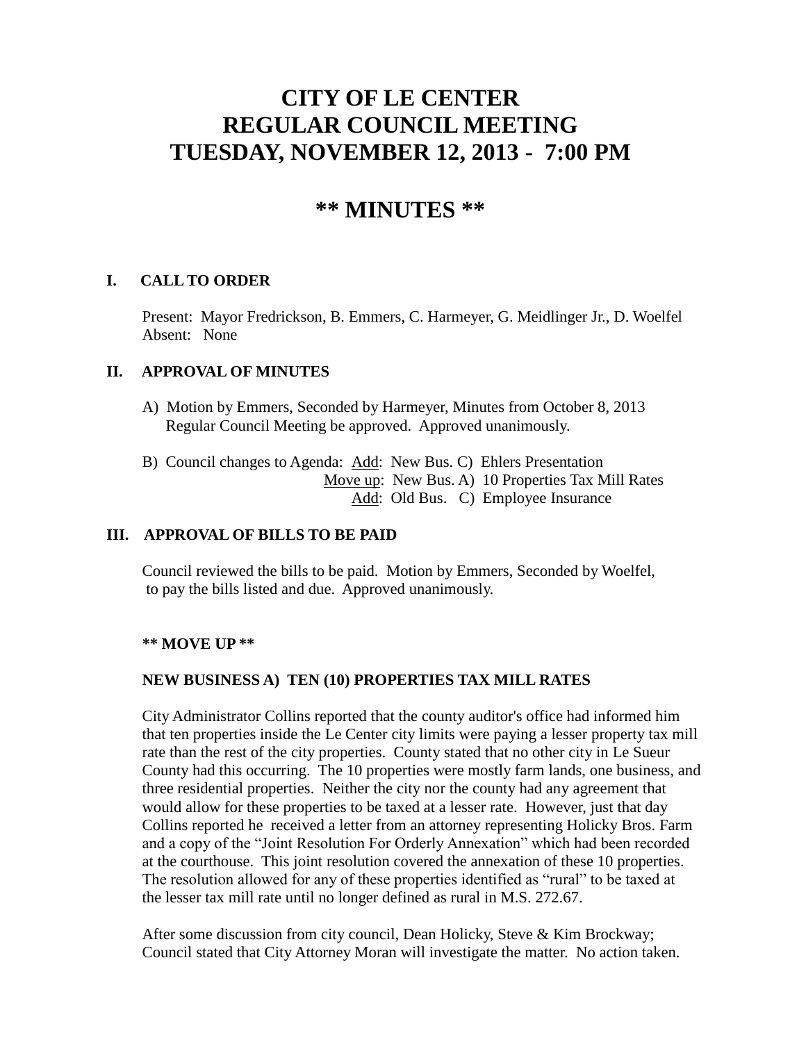# CITY OF LE CENTER
# REGULAR COUNCIL MEETING
# TUESDAY, NOVEMBER 12, 2013 - 7:00 PM

## ** MINUTES **

### I. CALL TO ORDER

Present: Mayor Fredrickson, B. Emmers, C. Harmeyer, G. Meidlinger Jr., D. Woelfel
Absent: None

### II. APPROVAL OF MINUTES

A) Motion by Emmers, Seconded by Harmeyer, Minutes from October 8, 2013 Regular Council Meeting be approved. Approved unanimously.

B) Council changes to Agenda: Add: New Bus. C) Ehlers Presentation
Move up: New Bus. A) 10 Properties Tax Mill Rates
Add: Old Bus. C) Employee Insurance

### III. APPROVAL OF BILLS TO BE PAID

Council reviewed the bills to be paid. Motion by Emmers, Seconded by Woelfel, to pay the bills listed and due. Approved unanimously.

**** MOVE UP ****

**NEW BUSINESS A) TEN (10) PROPERTIES TAX MILL RATES**

City Administrator Collins reported that the county auditor's office had informed him that ten properties inside the Le Center city limits were paying a lesser property tax mill rate than the rest of the city properties. County stated that no other city in Le Sueur County had this occurring. The 10 properties were mostly farm lands, one business, and three residential properties. Neither the city nor the county had any agreement that would allow for these properties to be taxed at a lesser rate. However, just that day Collins reported he received a letter from an attorney representing Holicky Bros. Farm and a copy of the "Joint Resolution For Orderly Annexation" which had been recorded at the courthouse. This joint resolution covered the annexation of these 10 properties. The resolution allowed for any of these properties identified as "rural" to be taxed at the lesser tax mill rate until no longer defined as rural in M.S. 272.67.

After some discussion from city council, Dean Holicky, Steve & Kim Brockway; Council stated that City Attorney Moran will investigate the matter. No action taken.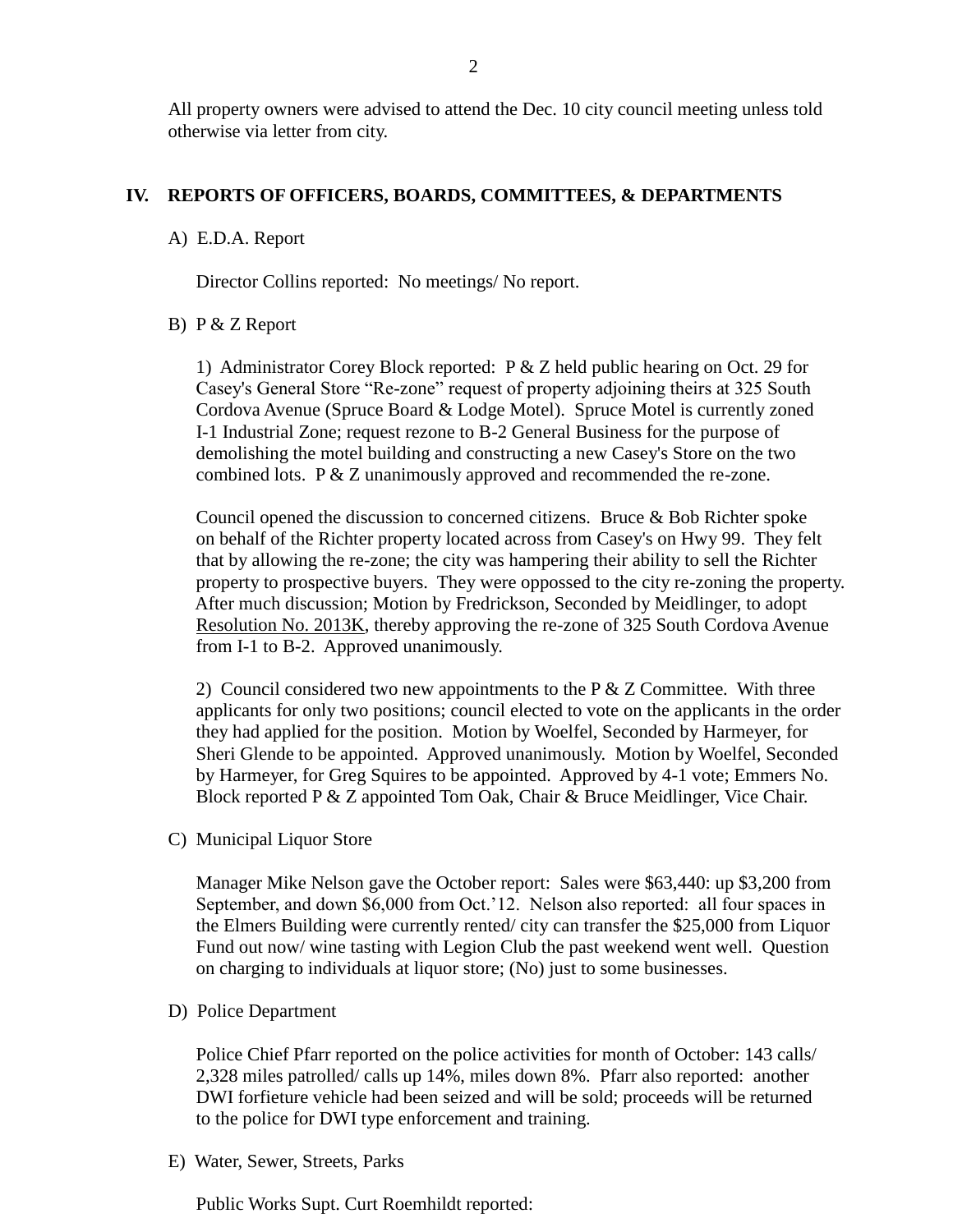All property owners were advised to attend the Dec. 10 city council meeting unless told otherwise via letter from city.

## IV. REPORTS OF OFFICERS, BOARDS, COMMITTEES, & DEPARTMENTS

A) E.D.A. Report

Director Collins reported: No meetings/ No report.

B) P & Z Report

1) Administrator Corey Block reported: P & Z held public hearing on Oct. 29 for Casey's General Store "Re-zone" request of property adjoining theirs at 325 South Cordova Avenue (Spruce Board & Lodge Motel). Spruce Motel is currently zoned I-1 Industrial Zone; request rezone to B-2 General Business for the purpose of demolishing the motel building and constructing a new Casey's Store on the two combined lots. P & Z unanimously approved and recommended the re-zone.

Council opened the discussion to concerned citizens. Bruce & Bob Richter spoke on behalf of the Richter property located across from Casey's on Hwy 99. They felt that by allowing the re-zone; the city was hampering their ability to sell the Richter property to prospective buyers. They were oppossed to the city re-zoning the property. After much discussion; Motion by Fredrickson, Seconded by Meidlinger, to adopt Resolution No. 2013K, thereby approving the re-zone of 325 South Cordova Avenue from I-1 to B-2. Approved unanimously.

2) Council considered two new appointments to the P & Z Committee. With three applicants for only two positions; council elected to vote on the applicants in the order they had applied for the position. Motion by Woelfel, Seconded by Harmeyer, for Sheri Glende to be appointed. Approved unanimously. Motion by Woelfel, Seconded by Harmeyer, for Greg Squires to be appointed. Approved by 4-1 vote; Emmers No. Block reported P & Z appointed Tom Oak, Chair & Bruce Meidlinger, Vice Chair.

C) Municipal Liquor Store

Manager Mike Nelson gave the October report: Sales were $63,440: up $3,200 from September, and down $6,000 from Oct.'12. Nelson also reported: all four spaces in the Elmers Building were currently rented/ city can transfer the $25,000 from Liquor Fund out now/ wine tasting with Legion Club the past weekend went well. Question on charging to individuals at liquor store; (No) just to some businesses.

D) Police Department

Police Chief Pfarr reported on the police activities for month of October: 143 calls/ 2,328 miles patrolled/ calls up 14%, miles down 8%. Pfarr also reported: another DWI forfieture vehicle had been seized and will be sold; proceeds will be returned to the police for DWI type enforcement and training.

E) Water, Sewer, Streets, Parks

Public Works Supt. Curt Roemhildt reported: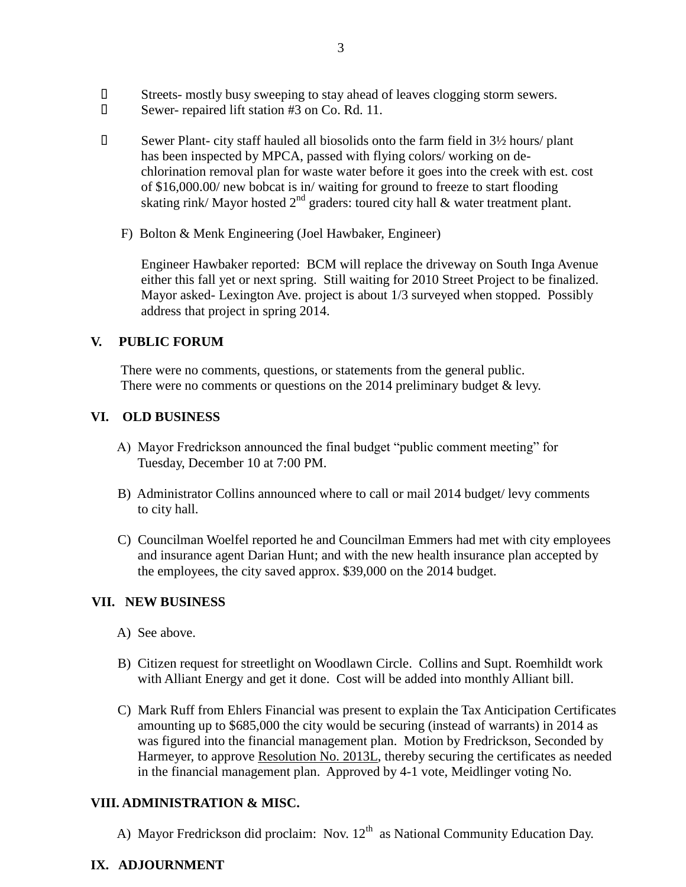- Streets- mostly busy sweeping to stay ahead of leaves clogging storm sewers.
- Sewer- repaired lift station #3 on Co. Rd. 11.
- Sewer Plant- city staff hauled all biosolids onto the farm field in 3½ hours/ plant has been inspected by MPCA, passed with flying colors/ working on de-chlorination removal plan for waste water before it goes into the creek with est. cost of $16,000.00/ new bobcat is in/ waiting for ground to freeze to start flooding skating rink/ Mayor hosted 2nd graders: toured city hall & water treatment plant.

F) Bolton & Menk Engineering (Joel Hawbaker, Engineer)

Engineer Hawbaker reported: BCM will replace the driveway on South Inga Avenue either this fall yet or next spring. Still waiting for 2010 Street Project to be finalized. Mayor asked- Lexington Ave. project is about 1/3 surveyed when stopped. Possibly address that project in spring 2014.

## V. PUBLIC FORUM

There were no comments, questions, or statements from the general public. There were no comments or questions on the 2014 preliminary budget & levy.

## VI. OLD BUSINESS

A) Mayor Fredrickson announced the final budget "public comment meeting" for Tuesday, December 10 at 7:00 PM.

B) Administrator Collins announced where to call or mail 2014 budget/ levy comments to city hall.

C) Councilman Woelfel reported he and Councilman Emmers had met with city employees and insurance agent Darian Hunt; and with the new health insurance plan accepted by the employees, the city saved approx. $39,000 on the 2014 budget.

## VII. NEW BUSINESS

A) See above.

B) Citizen request for streetlight on Woodlawn Circle. Collins and Supt. Roemhildt work with Alliant Energy and get it done. Cost will be added into monthly Alliant bill.

C) Mark Ruff from Ehlers Financial was present to explain the Tax Anticipation Certificates amounting up to $685,000 the city would be securing (instead of warrants) in 2014 as was figured into the financial management plan. Motion by Fredrickson, Seconded by Harmeyer, to approve Resolution No. 2013L, thereby securing the certificates as needed in the financial management plan. Approved by 4-1 vote, Meidlinger voting No.

## VIII. ADMINISTRATION & MISC.

A) Mayor Fredrickson did proclaim: Nov. 12th as National Community Education Day.

## IX. ADJOURNMENT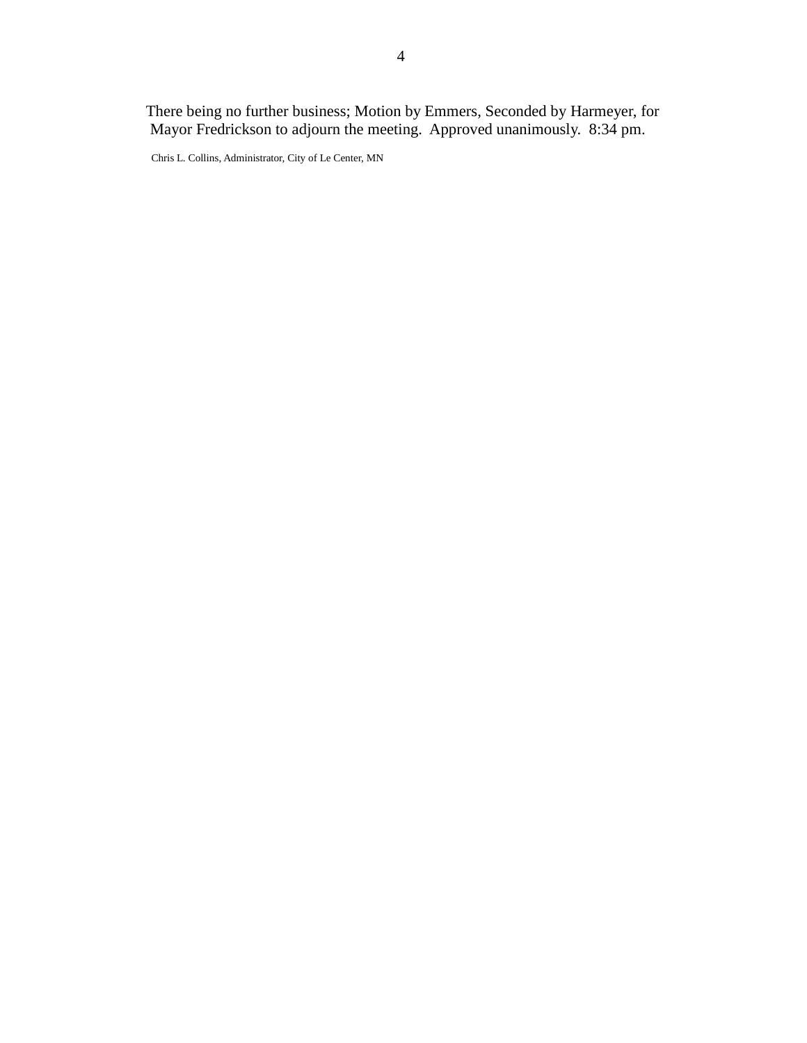There being no further business; Motion by Emmers, Seconded by Harmeyer, for Mayor Fredrickson to adjourn the meeting. Approved unanimously. 8:34 pm.

Chris L. Collins, Administrator, City of Le Center, MN